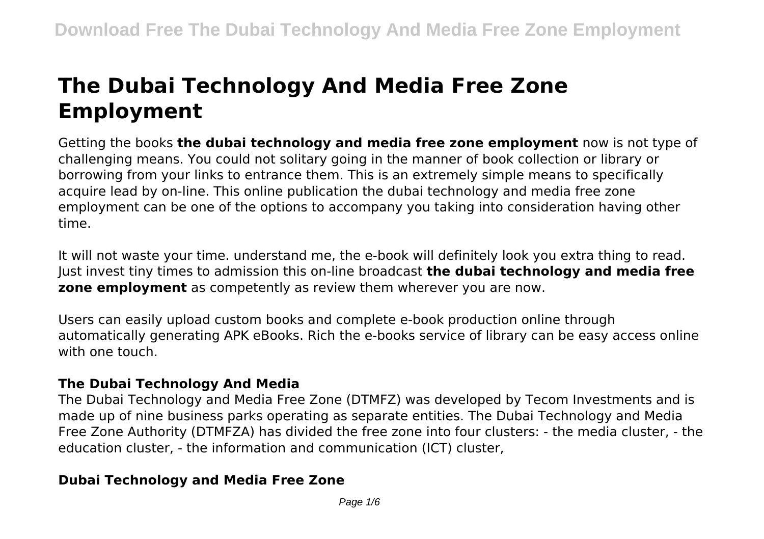# The Dubai Technology And Media Free Zone Employment

Getting the books **the dubai technology and media free zone employment** now is not type of challenging means. You could not solitary going in the manner of book collection or library or borrowing from your links to entrance them. This is an extremely simple means to specifically acquire lead by on-line. This online publication the dubai technology and media free zone employment can be one of the options to accompany you taking into consideration having other time.

It will not waste your time. understand me, the e-book will definitely look you extra thing to read. Just invest tiny times to admission this on-line broadcast **the dubai technology and media free zone employment** as competently as review them wherever you are now.

Users can easily upload custom books and complete e-book production online through automatically generating APK eBooks. Rich the e-books service of library can be easy access online with one touch.

### The Dubai Technology And Media

The Dubai Technology and Media Free Zone (DTMFZ) was developed by Tecom Investments and is made up of nine business parks operating as separate entities. The Dubai Technology and Media Free Zone Authority (DTMFZA) has divided the free zone into four clusters: - the media cluster, - the education cluster, - the information and communication (ICT) cluster,

### Dubai Technology and Media Free Zone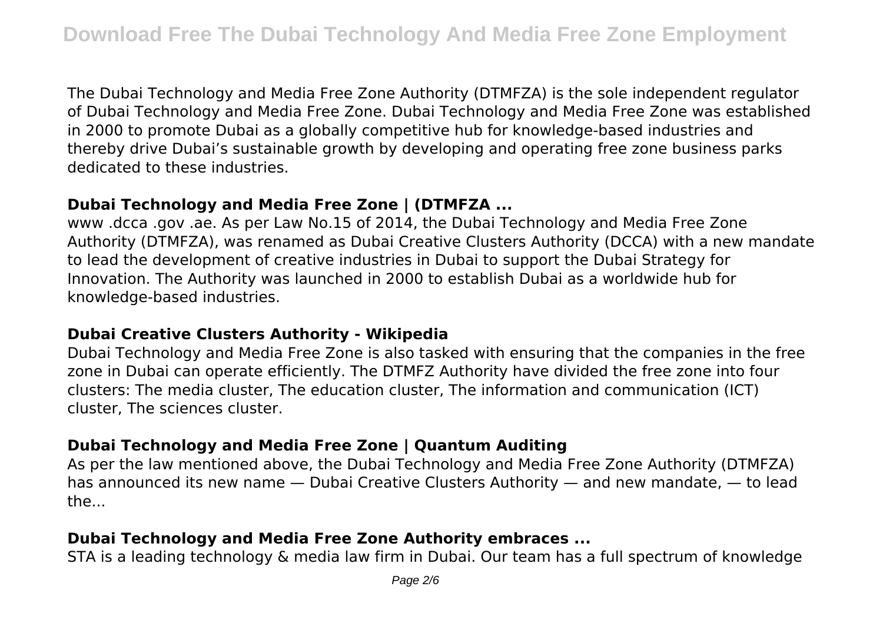The Dubai Technology and Media Free Zone Authority (DTMFZA) is the sole independent regulator of Dubai Technology and Media Free Zone. Dubai Technology and Media Free Zone was established in 2000 to promote Dubai as a globally competitive hub for knowledge-based industries and thereby drive Dubai's sustainable growth by developing and operating free zone business parks dedicated to these industries.

## Dubai Technology and Media Free Zone | (DTMFZA ...

www .dcca .gov .ae. As per Law No.15 of 2014, the Dubai Technology and Media Free Zone Authority (DTMFZA), was renamed as Dubai Creative Clusters Authority (DCCA) with a new mandate to lead the development of creative industries in Dubai to support the Dubai Strategy for Innovation. The Authority was launched in 2000 to establish Dubai as a worldwide hub for knowledge-based industries.

## Dubai Creative Clusters Authority - Wikipedia

Dubai Technology and Media Free Zone is also tasked with ensuring that the companies in the free zone in Dubai can operate efficiently. The DTMFZ Authority have divided the free zone into four clusters: The media cluster, The education cluster, The information and communication (ICT) cluster, The sciences cluster.

## Dubai Technology and Media Free Zone | Quantum Auditing

As per the law mentioned above, the Dubai Technology and Media Free Zone Authority (DTMFZA) has announced its new name — Dubai Creative Clusters Authority — and new mandate, — to lead the...

## Dubai Technology and Media Free Zone Authority embraces ...

STA is a leading technology & media law firm in Dubai. Our team has a full spectrum of knowledge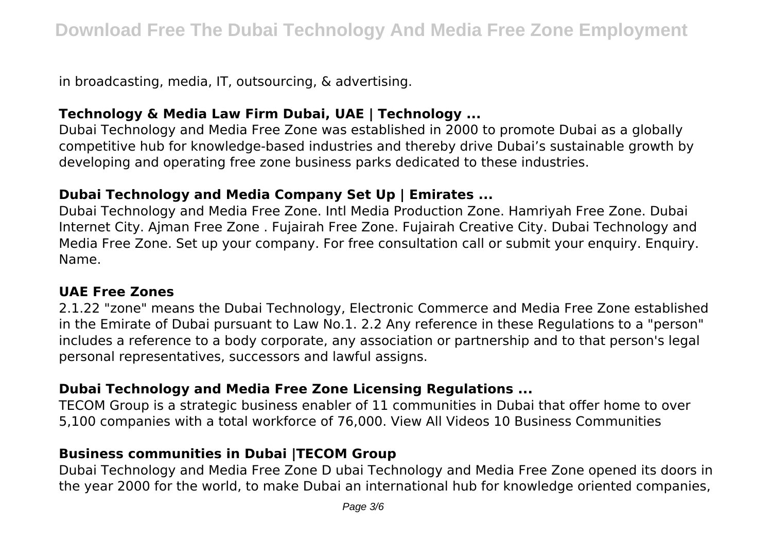in broadcasting, media, IT, outsourcing, & advertising.

### Technology & Media Law Firm Dubai, UAE | Technology ...

Dubai Technology and Media Free Zone was established in 2000 to promote Dubai as a globally competitive hub for knowledge-based industries and thereby drive Dubai's sustainable growth by developing and operating free zone business parks dedicated to these industries.

### Dubai Technology and Media Company Set Up | Emirates ...

Dubai Technology and Media Free Zone. Intl Media Production Zone. Hamriyah Free Zone. Dubai Internet City. Ajman Free Zone . Fujairah Free Zone. Fujairah Creative City. Dubai Technology and Media Free Zone. Set up your company. For free consultation call or submit your enquiry. Enquiry. Name.

### UAE Free Zones

2.1.22 "zone" means the Dubai Technology, Electronic Commerce and Media Free Zone established in the Emirate of Dubai pursuant to Law No.1. 2.2 Any reference in these Regulations to a "person" includes a reference to a body corporate, any association or partnership and to that person's legal personal representatives, successors and lawful assigns.

### Dubai Technology and Media Free Zone Licensing Regulations ...

TECOM Group is a strategic business enabler of 11 communities in Dubai that offer home to over 5,100 companies with a total workforce of 76,000. View All Videos 10 Business Communities

### Business communities in Dubai |TECOM Group

Dubai Technology and Media Free Zone D ubai Technology and Media Free Zone opened its doors in the year 2000 for the world, to make Dubai an international hub for knowledge oriented companies,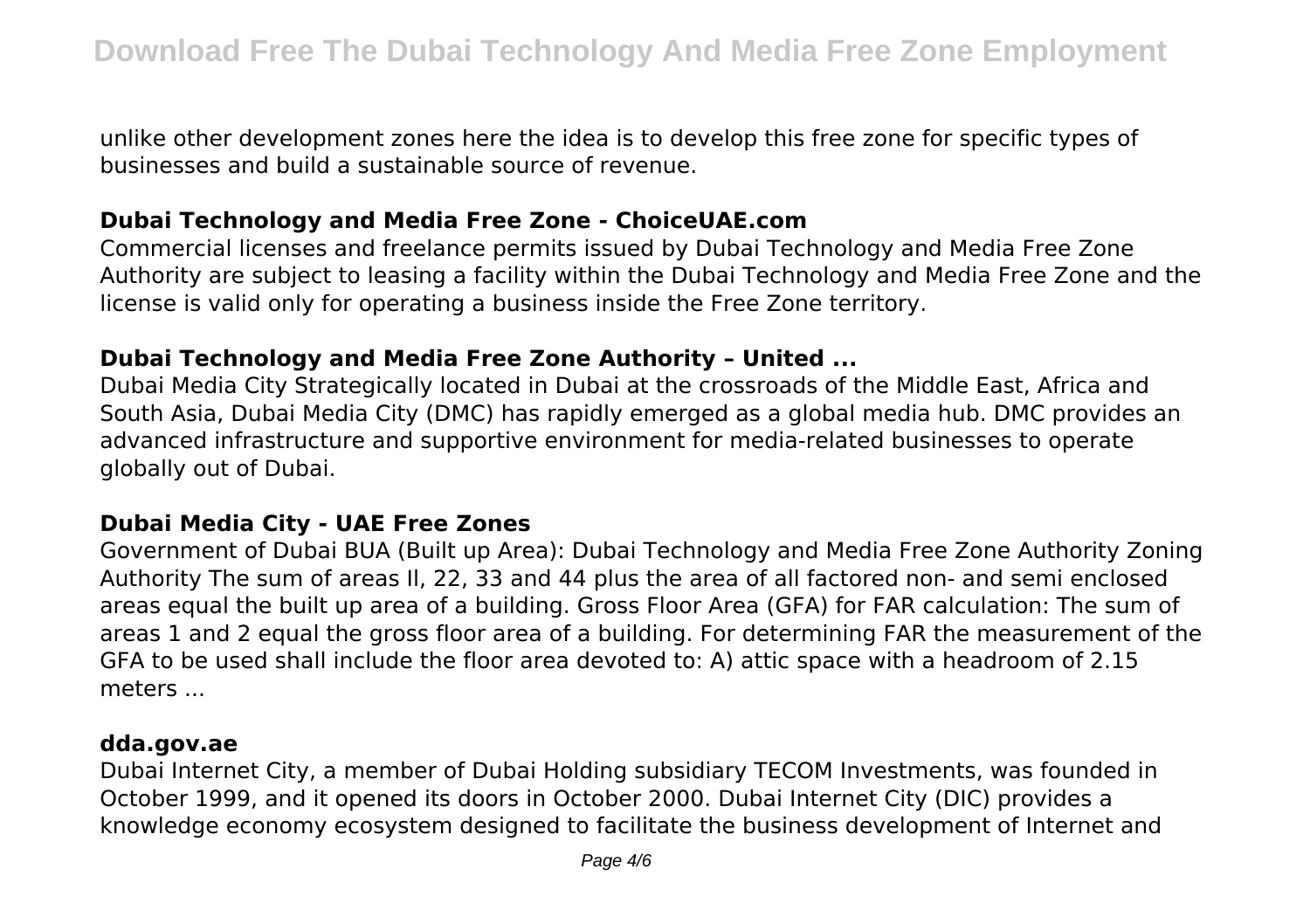unlike other development zones here the idea is to develop this free zone for specific types of businesses and build a sustainable source of revenue.

### Dubai Technology and Media Free Zone - ChoiceUAE.com

Commercial licenses and freelance permits issued by Dubai Technology and Media Free Zone Authority are subject to leasing a facility within the Dubai Technology and Media Free Zone and the license is valid only for operating a business inside the Free Zone territory.

### Dubai Technology and Media Free Zone Authority – United ...

Dubai Media City Strategically located in Dubai at the crossroads of the Middle East, Africa and South Asia, Dubai Media City (DMC) has rapidly emerged as a global media hub. DMC provides an advanced infrastructure and supportive environment for media-related businesses to operate globally out of Dubai.

### Dubai Media City - UAE Free Zones

Government of Dubai BUA (Built up Area): Dubai Technology and Media Free Zone Authority Zoning Authority The sum of areas Il, 22, 33 and 44 plus the area of all factored non- and semi enclosed areas equal the built up area of a building. Gross Floor Area (GFA) for FAR calculation: The sum of areas 1 and 2 equal the gross floor area of a building. For determining FAR the measurement of the GFA to be used shall include the floor area devoted to: A) attic space with a headroom of 2.15 meters ...

### dda.gov.ae

Dubai Internet City, a member of Dubai Holding subsidiary TECOM Investments, was founded in October 1999, and it opened its doors in October 2000. Dubai Internet City (DIC) provides a knowledge economy ecosystem designed to facilitate the business development of Internet and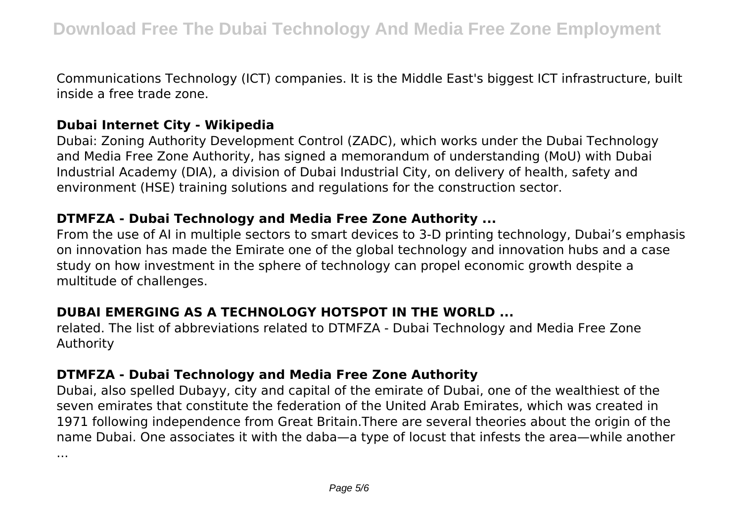Communications Technology (ICT) companies. It is the Middle East's biggest ICT infrastructure, built inside a free trade zone.

### Dubai Internet City - Wikipedia

Dubai: Zoning Authority Development Control (ZADC), which works under the Dubai Technology and Media Free Zone Authority, has signed a memorandum of understanding (MoU) with Dubai Industrial Academy (DIA), a division of Dubai Industrial City, on delivery of health, safety and environment (HSE) training solutions and regulations for the construction sector.

### DTMFZA - Dubai Technology and Media Free Zone Authority ...

From the use of AI in multiple sectors to smart devices to 3-D printing technology, Dubai's emphasis on innovation has made the Emirate one of the global technology and innovation hubs and a case study on how investment in the sphere of technology can propel economic growth despite a multitude of challenges.

### DUBAI EMERGING AS A TECHNOLOGY HOTSPOT IN THE WORLD ...

related. The list of abbreviations related to DTMFZA - Dubai Technology and Media Free Zone Authority

### DTMFZA - Dubai Technology and Media Free Zone Authority

Dubai, also spelled Dubayy, city and capital of the emirate of Dubai, one of the wealthiest of the seven emirates that constitute the federation of the United Arab Emirates, which was created in 1971 following independence from Great Britain.There are several theories about the origin of the name Dubai. One associates it with the daba—a type of locust that infests the area—while another ...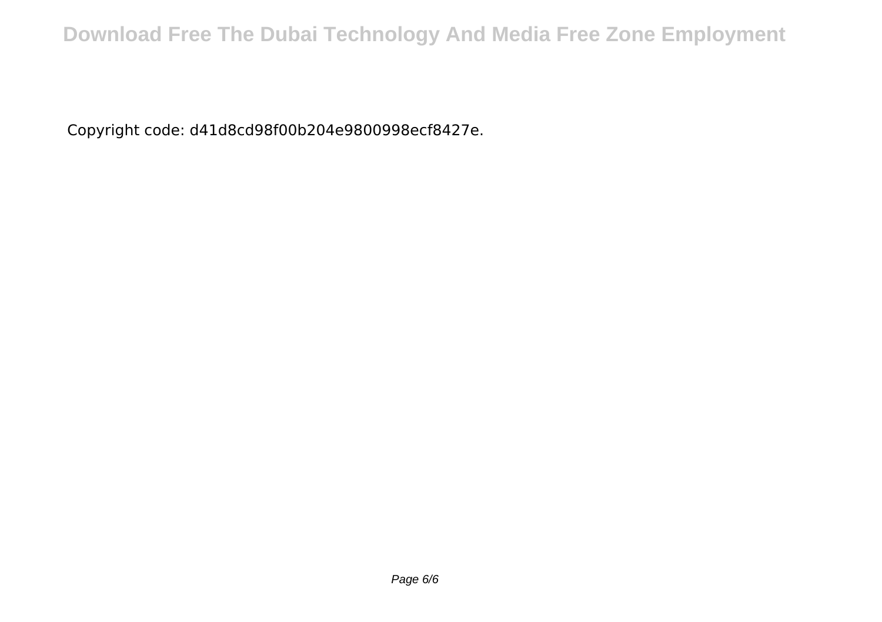Copyright code: d41d8cd98f00b204e9800998ecf8427e.